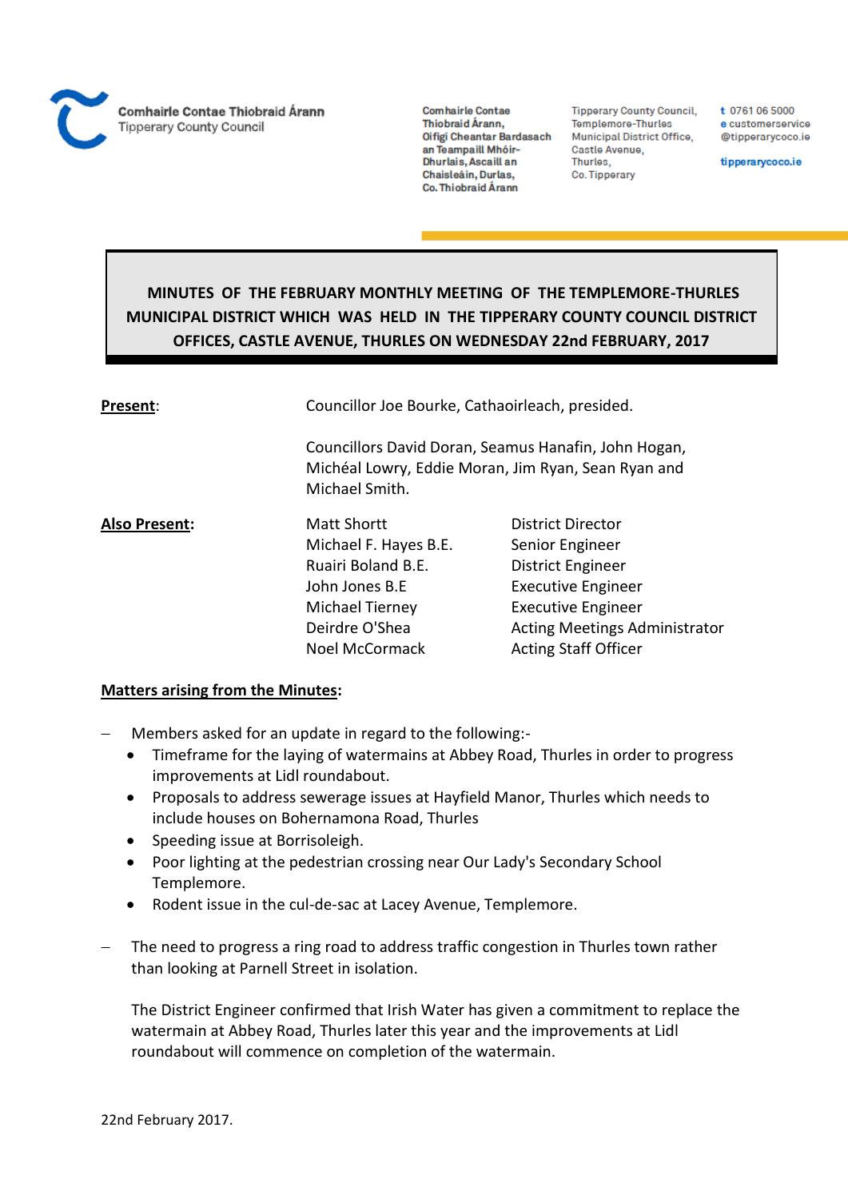Comhairle Contae Thiobraid Árann
Tipperary County Council

Comhairle Contae Thiobraid Árann, Oifigí Cheantar Bardasach an Teampaill Mhóir-Dhurlais, Ascaill an Chaisleáin, Durlas, Co. Thiobraid Árann

Tipperary County Council, Templemore-Thurles Municipal District Office, Castle Avenue, Thurles, Co. Tipperary

t 0761 06 5000
e customerservice@tipperarycoco.ie
tipperarycoco.ie

# MINUTES OF THE FEBRUARY MONTHLY MEETING OF THE TEMPLEMORE-THURLES MUNICIPAL DISTRICT WHICH WAS HELD IN THE TIPPERARY COUNTY COUNCIL DISTRICT OFFICES, CASTLE AVENUE, THURLES ON WEDNESDAY 22nd FEBRUARY, 2017

**Present**: Councillor Joe Bourke, Cathaoirleach, presided.

Councillors David Doran, Seamus Hanafin, John Hogan, Michéal Lowry, Eddie Moran, Jim Ryan, Sean Ryan and Michael Smith.

**Also Present:**

| | |
|---|---|
| Matt Shortt | District Director |
| Michael F. Hayes B.E. | Senior Engineer |
| Ruairi Boland B.E. | District Engineer |
| John Jones B.E | Executive Engineer |
| Michael Tierney | Executive Engineer |
| Deirdre O'Shea | Acting Meetings Administrator |
| Noel McCormack | Acting Staff Officer |

**Matters arising from the Minutes:**

- Members asked for an update in regard to the following:-
  - Timeframe for the laying of watermains at Abbey Road, Thurles in order to progress improvements at Lidl roundabout.
  - Proposals to address sewerage issues at Hayfield Manor, Thurles which needs to include houses on Bohernamona Road, Thurles
  - Speeding issue at Borrisoleigh.
  - Poor lighting at the pedestrian crossing near Our Lady's Secondary School Templemore.
  - Rodent issue in the cul-de-sac at Lacey Avenue, Templemore.

- The need to progress a ring road to address traffic congestion in Thurles town rather than looking at Parnell Street in isolation.

  The District Engineer confirmed that Irish Water has given a commitment to replace the watermain at Abbey Road, Thurles later this year and the improvements at Lidl roundabout will commence on completion of the watermain.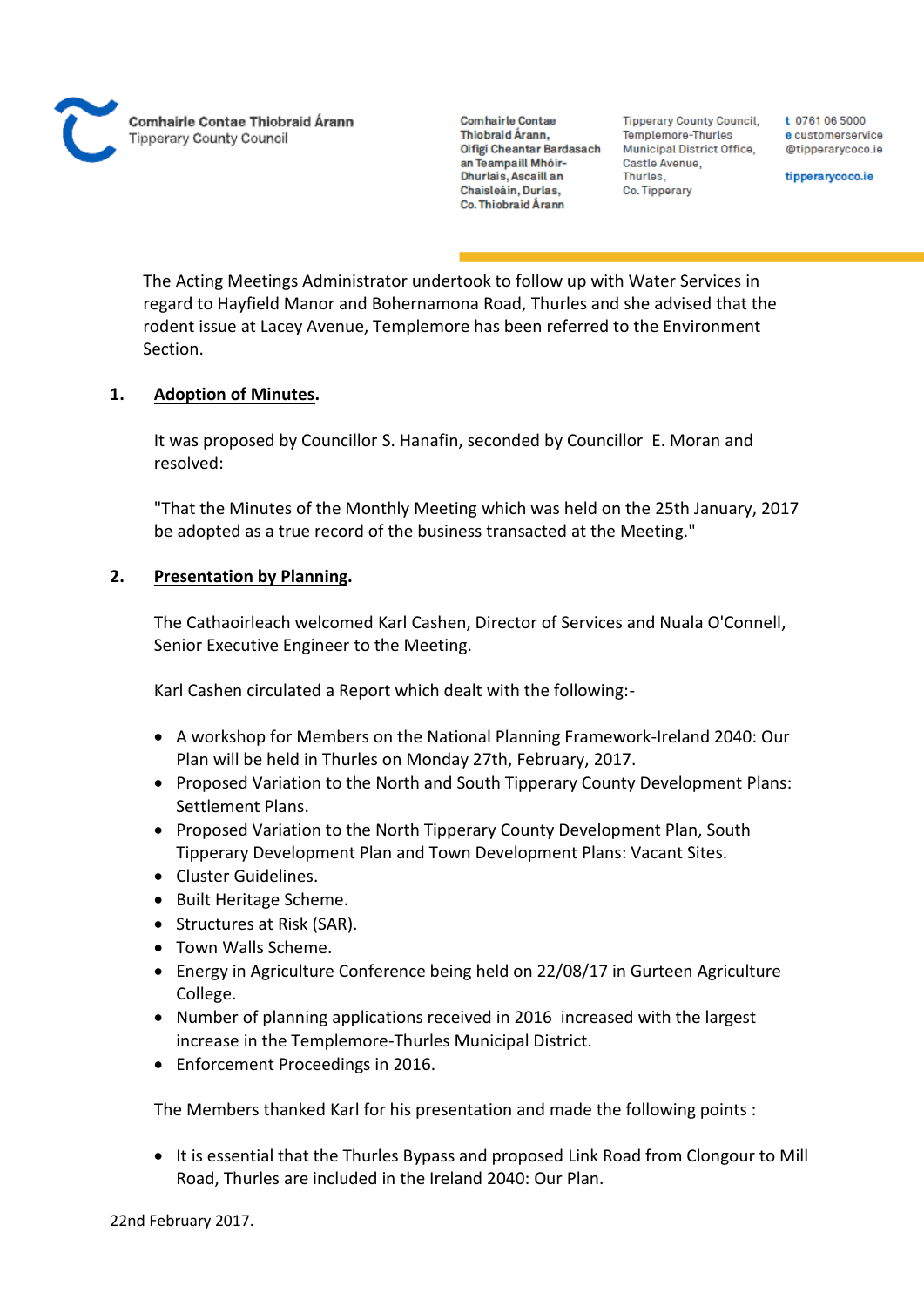The Acting Meetings Administrator undertook to follow up with Water Services in regard to Hayfield Manor and Bohernamona Road, Thurles and she advised that the rodent issue at Lacey Avenue, Templemore has been referred to the Environment Section.

1. **Adoption of Minutes.**

It was proposed by Councillor S. Hanafin, seconded by Councillor E. Moran and resolved:

"That the Minutes of the Monthly Meeting which was held on the 25th January, 2017 be adopted as a true record of the business transacted at the Meeting."

2. **Presentation by Planning.**

The Cathaoirleach welcomed Karl Cashen, Director of Services and Nuala O'Connell, Senior Executive Engineer to the Meeting.

Karl Cashen circulated a Report which dealt with the following:-

- A workshop for Members on the National Planning Framework-Ireland 2040: Our Plan will be held in Thurles on Monday 27th, February, 2017.
- Proposed Variation to the North and South Tipperary County Development Plans: Settlement Plans.
- Proposed Variation to the North Tipperary County Development Plan, South Tipperary Development Plan and Town Development Plans: Vacant Sites.
- Cluster Guidelines.
- Built Heritage Scheme.
- Structures at Risk (SAR).
- Town Walls Scheme.
- Energy in Agriculture Conference being held on 22/08/17 in Gurteen Agriculture College.
- Number of planning applications received in 2016 increased with the largest increase in the Templemore-Thurles Municipal District.
- Enforcement Proceedings in 2016.

The Members thanked Karl for his presentation and made the following points :

- It is essential that the Thurles Bypass and proposed Link Road from Clongour to Mill Road, Thurles are included in the Ireland 2040: Our Plan.

22nd February 2017.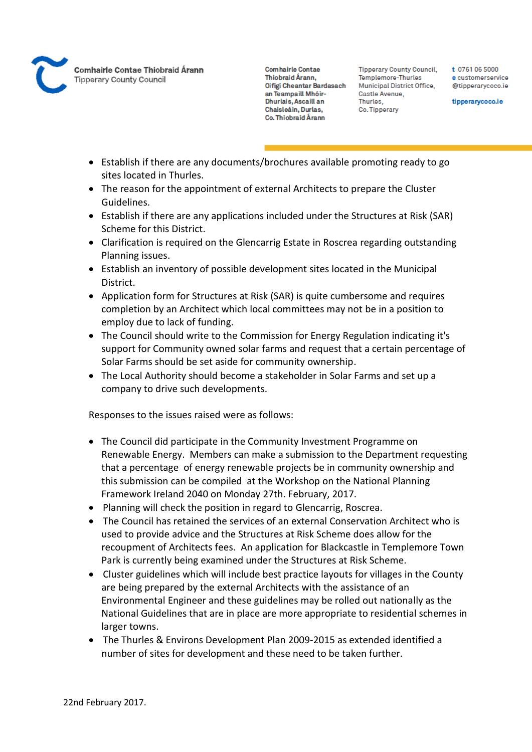- Establish if there are any documents/brochures available promoting ready to go sites located in Thurles.
- The reason for the appointment of external Architects to prepare the Cluster Guidelines.
- Establish if there are any applications included under the Structures at Risk (SAR) Scheme for this District.
- Clarification is required on the Glencarrig Estate in Roscrea regarding outstanding Planning issues.
- Establish an inventory of possible development sites located in the Municipal District.
- Application form for Structures at Risk (SAR) is quite cumbersome and requires completion by an Architect which local committees may not be in a position to employ due to lack of funding.
- The Council should write to the Commission for Energy Regulation indicating it's support for Community owned solar farms and request that a certain percentage of Solar Farms should be set aside for community ownership.
- The Local Authority should become a stakeholder in Solar Farms and set up a company to drive such developments.

Responses to the issues raised were as follows:

- The Council did participate in the Community Investment Programme on Renewable Energy. Members can make a submission to the Department requesting that a percentage of energy renewable projects be in community ownership and this submission can be compiled at the Workshop on the National Planning Framework Ireland 2040 on Monday 27th. February, 2017.
- Planning will check the position in regard to Glencarrig, Roscrea.
- The Council has retained the services of an external Conservation Architect who is used to provide advice and the Structures at Risk Scheme does allow for the recoupment of Architects fees. An application for Blackcastle in Templemore Town Park is currently being examined under the Structures at Risk Scheme.
- Cluster guidelines which will include best practice layouts for villages in the County are being prepared by the external Architects with the assistance of an Environmental Engineer and these guidelines may be rolled out nationally as the National Guidelines that are in place are more appropriate to residential schemes in larger towns.
- The Thurles & Environs Development Plan 2009-2015 as extended identified a number of sites for development and these need to be taken further.

22nd February 2017.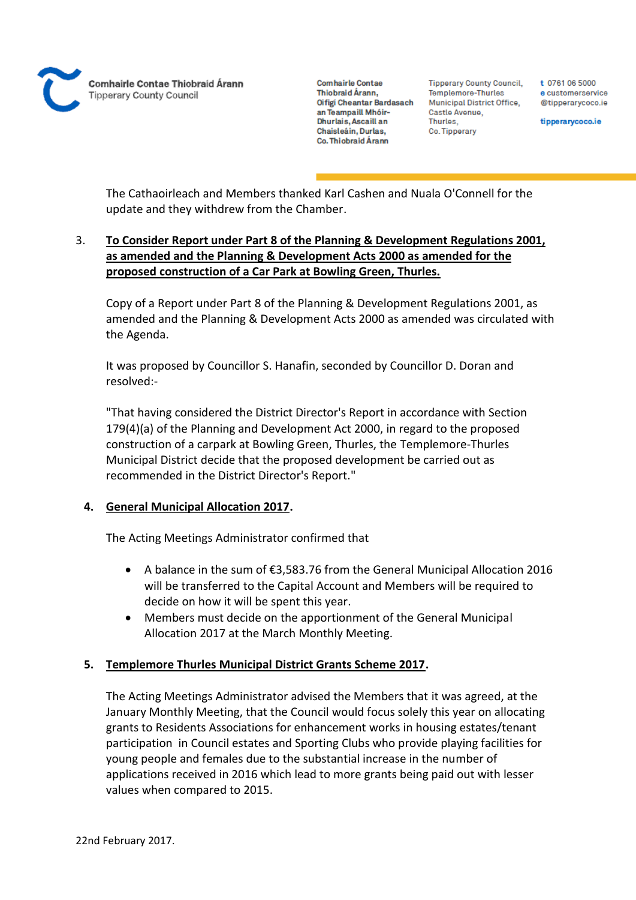The Cathaoirleach and Members thanked Karl Cashen and Nuala O'Connell for the update and they withdrew from the Chamber.

3. **To Consider Report under Part 8 of the Planning & Development Regulations 2001, as amended and the Planning & Development Acts 2000 as amended for the proposed construction of a Car Park at Bowling Green, Thurles.**

   Copy of a Report under Part 8 of the Planning & Development Regulations 2001, as amended and the Planning & Development Acts 2000 as amended was circulated with the Agenda.

   It was proposed by Councillor S. Hanafin, seconded by Councillor D. Doran and resolved:-

   "That having considered the District Director's Report in accordance with Section 179(4)(a) of the Planning and Development Act 2000, in regard to the proposed construction of a carpark at Bowling Green, Thurles, the Templemore-Thurles Municipal District decide that the proposed development be carried out as recommended in the District Director's Report."

4. **General Municipal Allocation 2017.**

   The Acting Meetings Administrator confirmed that

   - A balance in the sum of €3,583.76 from the General Municipal Allocation 2016 will be transferred to the Capital Account and Members will be required to decide on how it will be spent this year.
   - Members must decide on the apportionment of the General Municipal Allocation 2017 at the March Monthly Meeting.

5. **Templemore Thurles Municipal District Grants Scheme 2017.**

   The Acting Meetings Administrator advised the Members that it was agreed, at the January Monthly Meeting, that the Council would focus solely this year on allocating grants to Residents Associations for enhancement works in housing estates/tenant participation in Council estates and Sporting Clubs who provide playing facilities for young people and females due to the substantial increase in the number of applications received in 2016 which lead to more grants being paid out with lesser values when compared to 2015.

22nd February 2017.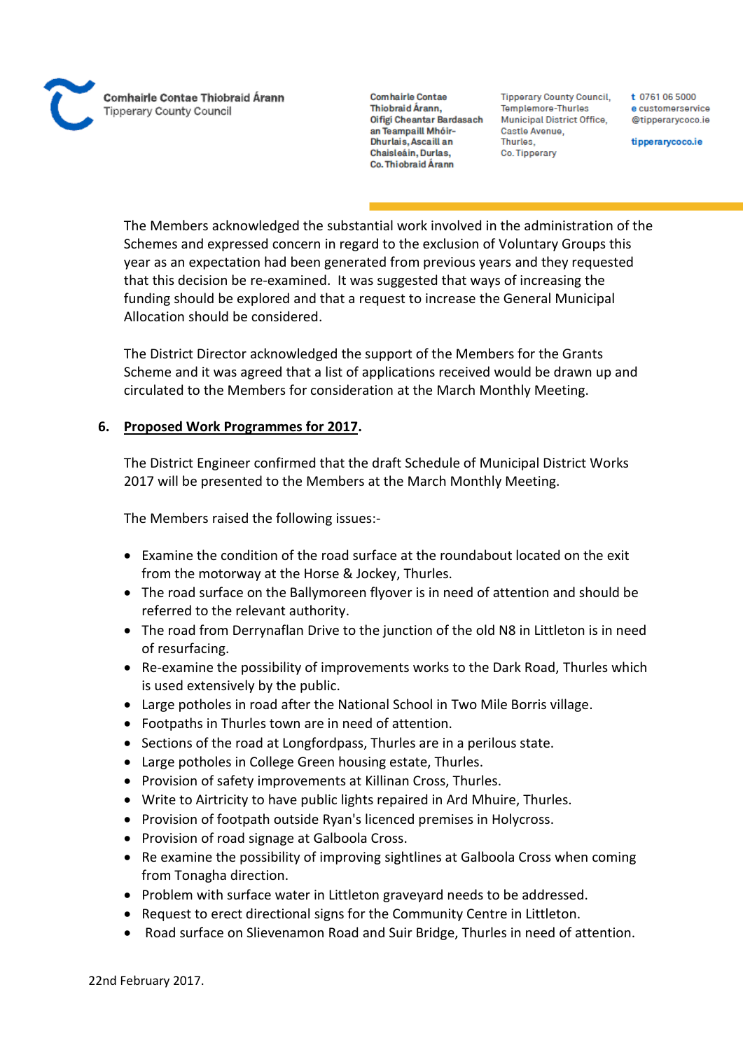The Members acknowledged the substantial work involved in the administration of the Schemes and expressed concern in regard to the exclusion of Voluntary Groups this year as an expectation had been generated from previous years and they requested that this decision be re-examined. It was suggested that ways of increasing the funding should be explored and that a request to increase the General Municipal Allocation should be considered.

The District Director acknowledged the support of the Members for the Grants Scheme and it was agreed that a list of applications received would be drawn up and circulated to the Members for consideration at the March Monthly Meeting.

**6. Proposed Work Programmes for 2017.**

The District Engineer confirmed that the draft Schedule of Municipal District Works 2017 will be presented to the Members at the March Monthly Meeting.

The Members raised the following issues:-

- Examine the condition of the road surface at the roundabout located on the exit from the motorway at the Horse & Jockey, Thurles.
- The road surface on the Ballymoreen flyover is in need of attention and should be referred to the relevant authority.
- The road from Derrynaflan Drive to the junction of the old N8 in Littleton is in need of resurfacing.
- Re-examine the possibility of improvements works to the Dark Road, Thurles which is used extensively by the public.
- Large potholes in road after the National School in Two Mile Borris village.
- Footpaths in Thurles town are in need of attention.
- Sections of the road at Longfordpass, Thurles are in a perilous state.
- Large potholes in College Green housing estate, Thurles.
- Provision of safety improvements at Killinan Cross, Thurles.
- Write to Airtricity to have public lights repaired in Ard Mhuire, Thurles.
- Provision of footpath outside Ryan's licenced premises in Holycross.
- Provision of road signage at Galboola Cross.
- Re examine the possibility of improving sightlines at Galboola Cross when coming from Tonagha direction.
- Problem with surface water in Littleton graveyard needs to be addressed.
- Request to erect directional signs for the Community Centre in Littleton.
- Road surface on Slievenamon Road and Suir Bridge, Thurles in need of attention.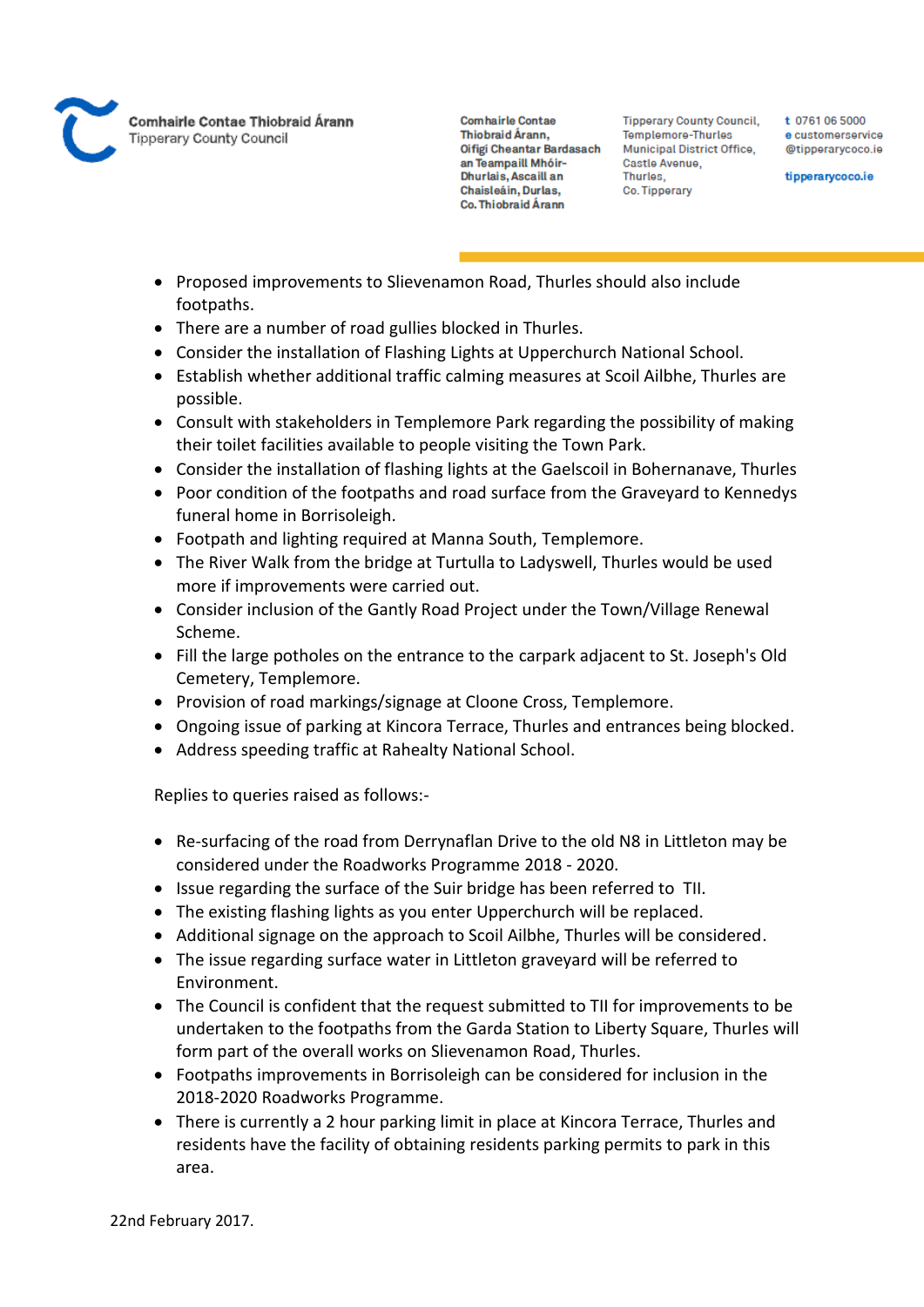- Proposed improvements to Slievenamon Road, Thurles should also include footpaths.
- There are a number of road gullies blocked in Thurles.
- Consider the installation of Flashing Lights at Upperchurch National School.
- Establish whether additional traffic calming measures at Scoil Ailbhe, Thurles are possible.
- Consult with stakeholders in Templemore Park regarding the possibility of making their toilet facilities available to people visiting the Town Park.
- Consider the installation of flashing lights at the Gaelscoil in Bohernanave, Thurles
- Poor condition of the footpaths and road surface from the Graveyard to Kennedys funeral home in Borrisoleigh.
- Footpath and lighting required at Manna South, Templemore.
- The River Walk from the bridge at Turtulla to Ladyswell, Thurles would be used more if improvements were carried out.
- Consider inclusion of the Gantly Road Project under the Town/Village Renewal Scheme.
- Fill the large potholes on the entrance to the carpark adjacent to St. Joseph's Old Cemetery, Templemore.
- Provision of road markings/signage at Cloone Cross, Templemore.
- Ongoing issue of parking at Kincora Terrace, Thurles and entrances being blocked.
- Address speeding traffic at Rahealty National School.

Replies to queries raised as follows:-

- Re-surfacing of the road from Derrynaflan Drive to the old N8 in Littleton may be considered under the Roadworks Programme 2018 - 2020.
- Issue regarding the surface of the Suir bridge has been referred to TII.
- The existing flashing lights as you enter Upperchurch will be replaced.
- Additional signage on the approach to Scoil Ailbhe, Thurles will be considered.
- The issue regarding surface water in Littleton graveyard will be referred to Environment.
- The Council is confident that the request submitted to TII for improvements to be undertaken to the footpaths from the Garda Station to Liberty Square, Thurles will form part of the overall works on Slievenamon Road, Thurles.
- Footpaths improvements in Borrisoleigh can be considered for inclusion in the 2018-2020 Roadworks Programme.
- There is currently a 2 hour parking limit in place at Kincora Terrace, Thurles and residents have the facility of obtaining residents parking permits to park in this area.

22nd February 2017.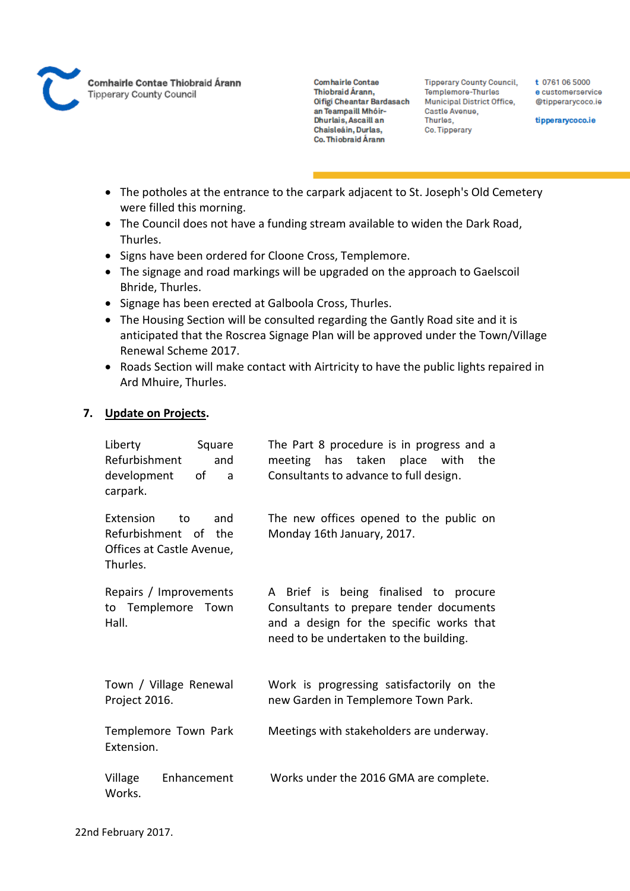- The potholes at the entrance to the carpark adjacent to St. Joseph's Old Cemetery were filled this morning.
- The Council does not have a funding stream available to widen the Dark Road, Thurles.
- Signs have been ordered for Cloone Cross, Templemore.
- The signage and road markings will be upgraded on the approach to Gaelscoil Bhride, Thurles.
- Signage has been erected at Galboola Cross, Thurles.
- The Housing Section will be consulted regarding the Gantly Road site and it is anticipated that the Roscrea Signage Plan will be approved under the Town/Village Renewal Scheme 2017.
- Roads Section will make contact with Airtricity to have the public lights repaired in Ard Mhuire, Thurles.

**7. Update on Projects.**

| | |
|---|---|
| Liberty Square Refurbishment and development of a carpark. | The Part 8 procedure is in progress and a meeting has taken place with the Consultants to advance to full design. |
| Extension to and Refurbishment of the Offices at Castle Avenue, Thurles. | The new offices opened to the public on Monday 16th January, 2017. |
| Repairs / Improvements to Templemore Town Hall. | A Brief is being finalised to procure Consultants to prepare tender documents and a design for the specific works that need to be undertaken to the building. |
| Town / Village Renewal Project 2016. | Work is progressing satisfactorily on the new Garden in Templemore Town Park. |
| Templemore Town Park Extension. | Meetings with stakeholders are underway. |
| Village Enhancement Works. | Works under the 2016 GMA are complete. |

22nd February 2017.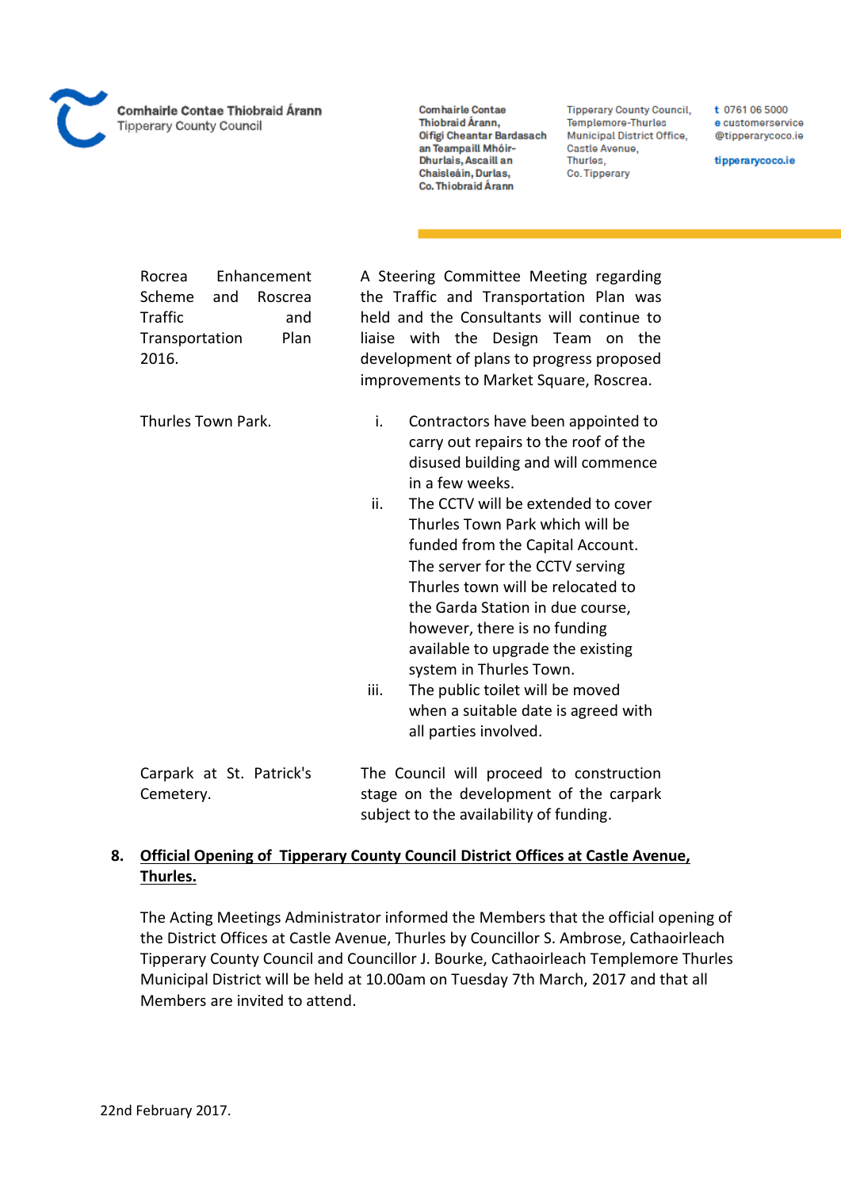| | |
|---|---|
| Rocrea Enhancement Scheme and Roscrea Traffic and Transportation Plan 2016. | A Steering Committee Meeting regarding the Traffic and Transportation Plan was held and the Consultants will continue to liaise with the Design Team on the development of plans to progress proposed improvements to Market Square, Roscrea. |
| Thurles Town Park. | i. Contractors have been appointed to carry out repairs to the roof of the disused building and will commence in a few weeks.<br>ii. The CCTV will be extended to cover Thurles Town Park which will be funded from the Capital Account. The server for the CCTV serving Thurles town will be relocated to the Garda Station in due course, however, there is no funding available to upgrade the existing system in Thurles Town.<br>iii. The public toilet will be moved when a suitable date is agreed with all parties involved. |
| Carpark at St. Patrick's Cemetery. | The Council will proceed to construction stage on the development of the carpark subject to the availability of funding. |

**8. <u>Official Opening of Tipperary County Council District Offices at Castle Avenue, Thurles.</u>**

The Acting Meetings Administrator informed the Members that the official opening of the District Offices at Castle Avenue, Thurles by Councillor S. Ambrose, Cathaoirleach Tipperary County Council and Councillor J. Bourke, Cathaoirleach Templemore Thurles Municipal District will be held at 10.00am on Tuesday 7th March, 2017 and that all Members are invited to attend.

22nd February 2017.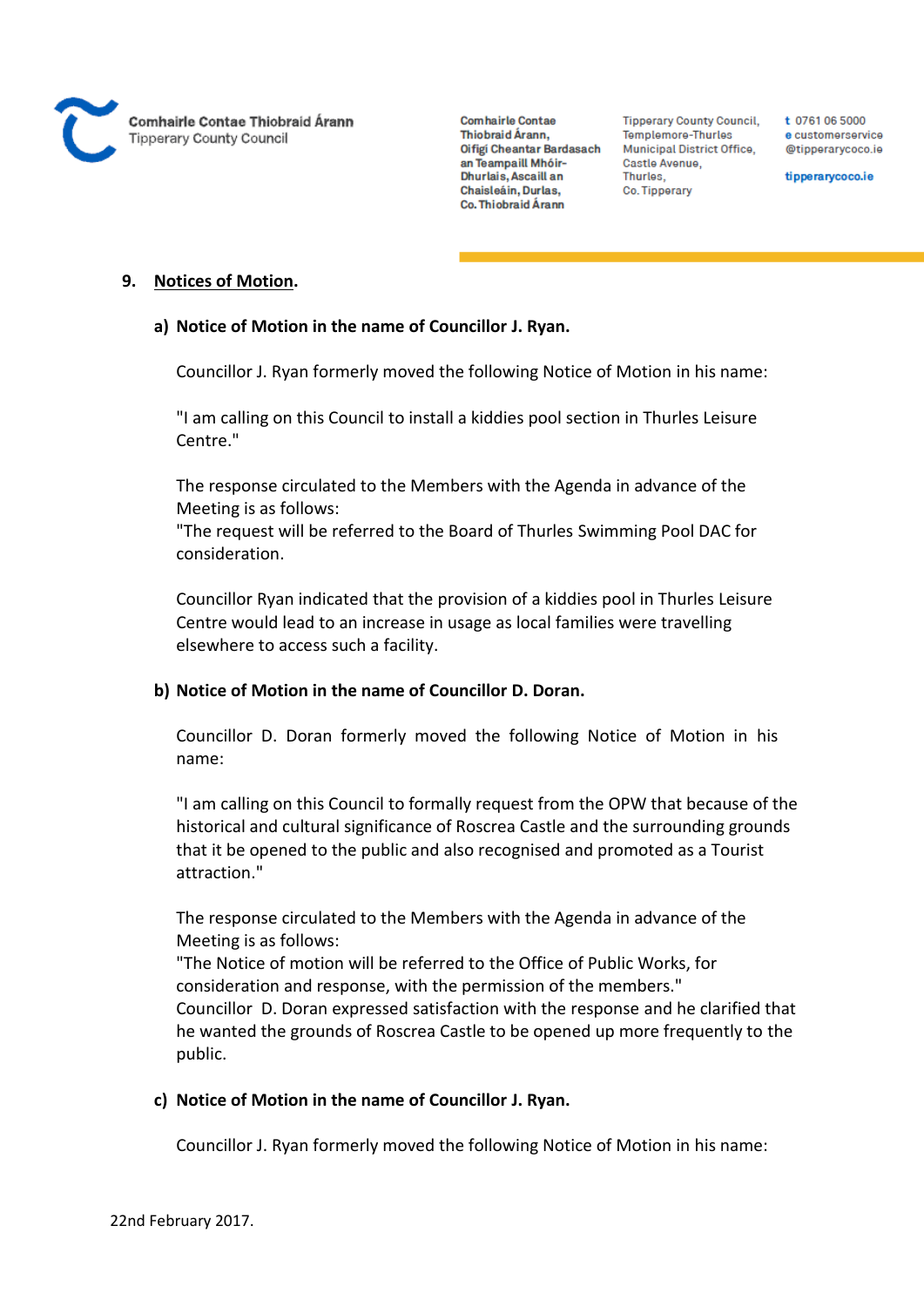## 9. Notices of Motion.

### a) Notice of Motion in the name of Councillor J. Ryan.

Councillor J. Ryan formerly moved the following Notice of Motion in his name:

"I am calling on this Council to install a kiddies pool section in Thurles Leisure Centre."

The response circulated to the Members with the Agenda in advance of the Meeting is as follows:
"The request will be referred to the Board of Thurles Swimming Pool DAC for consideration.

Councillor Ryan indicated that the provision of a kiddies pool in Thurles Leisure Centre would lead to an increase in usage as local families were travelling elsewhere to access such a facility.

### b) Notice of Motion in the name of Councillor D. Doran.

Councillor D. Doran formerly moved the following Notice of Motion in his name:

"I am calling on this Council to formally request from the OPW that because of the historical and cultural significance of Roscrea Castle and the surrounding grounds that it be opened to the public and also recognised and promoted as a Tourist attraction."

The response circulated to the Members with the Agenda in advance of the Meeting is as follows:
"The Notice of motion will be referred to the Office of Public Works, for consideration and response, with the permission of the members."
Councillor D. Doran expressed satisfaction with the response and he clarified that he wanted the grounds of Roscrea Castle to be opened up more frequently to the public.

### c) Notice of Motion in the name of Councillor J. Ryan.

Councillor J. Ryan formerly moved the following Notice of Motion in his name: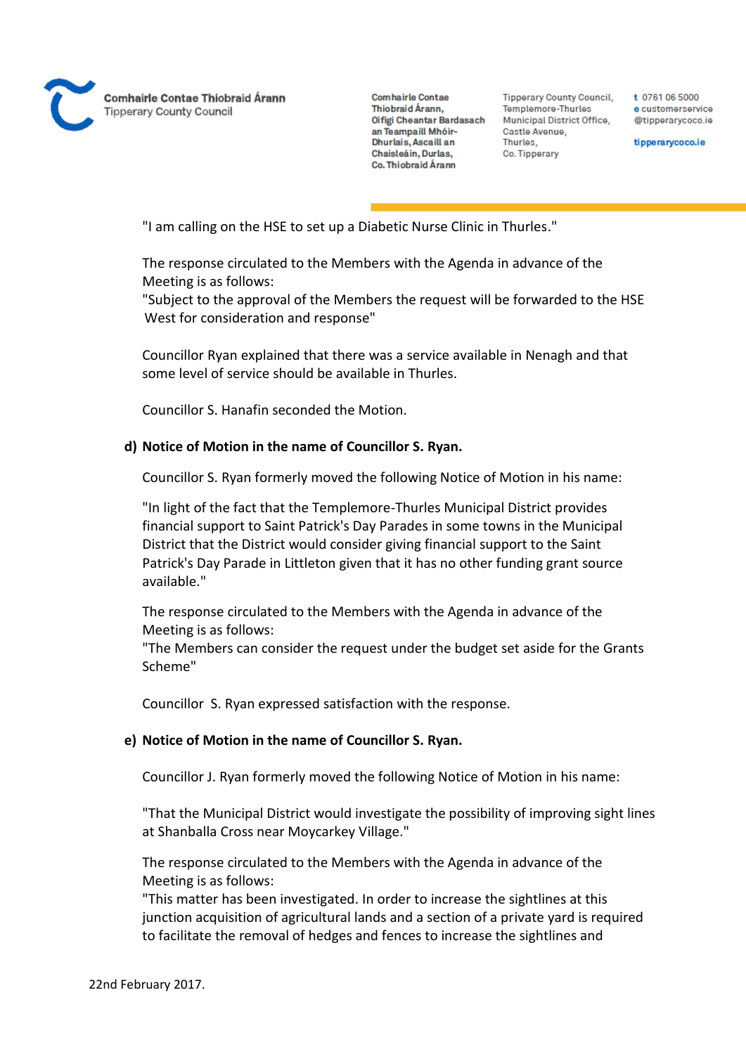"I am calling on the HSE to set up a Diabetic Nurse Clinic in Thurles."

The response circulated to the Members with the Agenda in advance of the Meeting is as follows:
"Subject to the approval of the Members the request will be forwarded to the HSE West for consideration and response"

Councillor Ryan explained that there was a service available in Nenagh and that some level of service should be available in Thurles.

Councillor S. Hanafin seconded the Motion.

**d) Notice of Motion in the name of Councillor S. Ryan.**

Councillor S. Ryan formerly moved the following Notice of Motion in his name:

"In light of the fact that the Templemore-Thurles Municipal District provides financial support to Saint Patrick's Day Parades in some towns in the Municipal District that the District would consider giving financial support to the Saint Patrick's Day Parade in Littleton given that it has no other funding grant source available."

The response circulated to the Members with the Agenda in advance of the Meeting is as follows:
"The Members can consider the request under the budget set aside for the Grants Scheme"

Councillor S. Ryan expressed satisfaction with the response.

**e) Notice of Motion in the name of Councillor S. Ryan.**

Councillor J. Ryan formerly moved the following Notice of Motion in his name:

"That the Municipal District would investigate the possibility of improving sight lines at Shanballa Cross near Moycarkey Village."

The response circulated to the Members with the Agenda in advance of the Meeting is as follows:
"This matter has been investigated. In order to increase the sightlines at this junction acquisition of agricultural lands and a section of a private yard is required to facilitate the removal of hedges and fences to increase the sightlines and

22nd February 2017.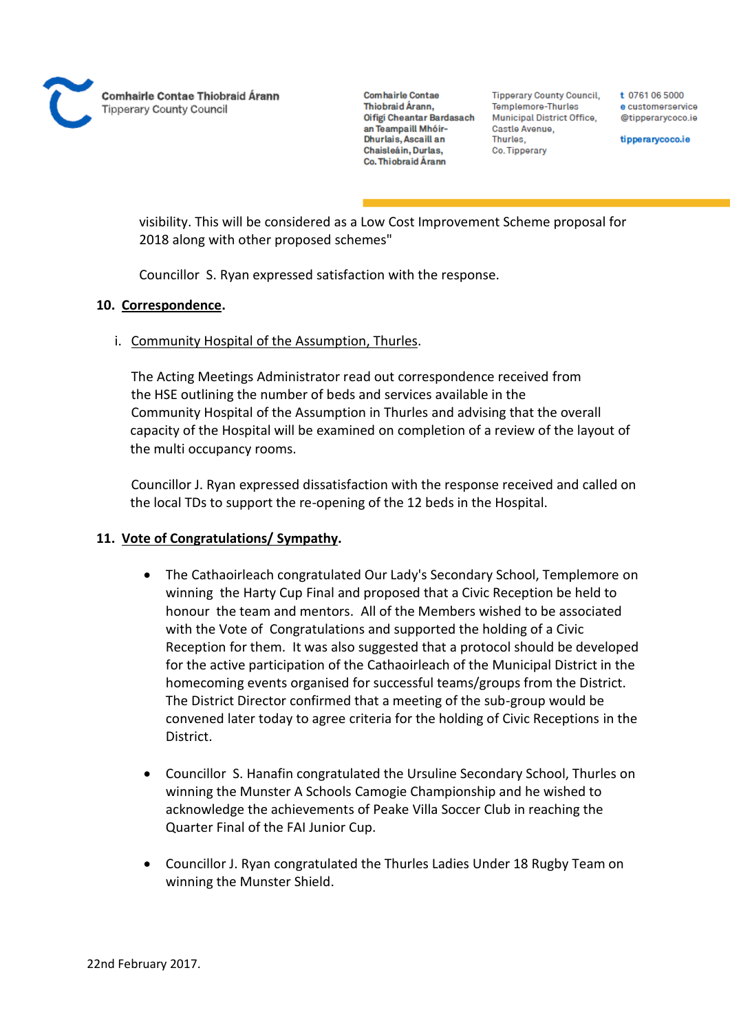visibility. This will be considered as a Low Cost Improvement Scheme proposal for 2018 along with other proposed schemes"

Councillor S. Ryan expressed satisfaction with the response.

**10. Correspondence.**

i. Community Hospital of the Assumption, Thurles.

The Acting Meetings Administrator read out correspondence received from the HSE outlining the number of beds and services available in the Community Hospital of the Assumption in Thurles and advising that the overall capacity of the Hospital will be examined on completion of a review of the layout of the multi occupancy rooms.

Councillor J. Ryan expressed dissatisfaction with the response received and called on the local TDs to support the re-opening of the 12 beds in the Hospital.

**11. Vote of Congratulations/ Sympathy.**

- The Cathaoirleach congratulated Our Lady's Secondary School, Templemore on winning the Harty Cup Final and proposed that a Civic Reception be held to honour the team and mentors. All of the Members wished to be associated with the Vote of Congratulations and supported the holding of a Civic Reception for them. It was also suggested that a protocol should be developed for the active participation of the Cathaoirleach of the Municipal District in the homecoming events organised for successful teams/groups from the District. The District Director confirmed that a meeting of the sub-group would be convened later today to agree criteria for the holding of Civic Receptions in the District.

- Councillor S. Hanafin congratulated the Ursuline Secondary School, Thurles on winning the Munster A Schools Camogie Championship and he wished to acknowledge the achievements of Peake Villa Soccer Club in reaching the Quarter Final of the FAI Junior Cup.

- Councillor J. Ryan congratulated the Thurles Ladies Under 18 Rugby Team on winning the Munster Shield.

22nd February 2017.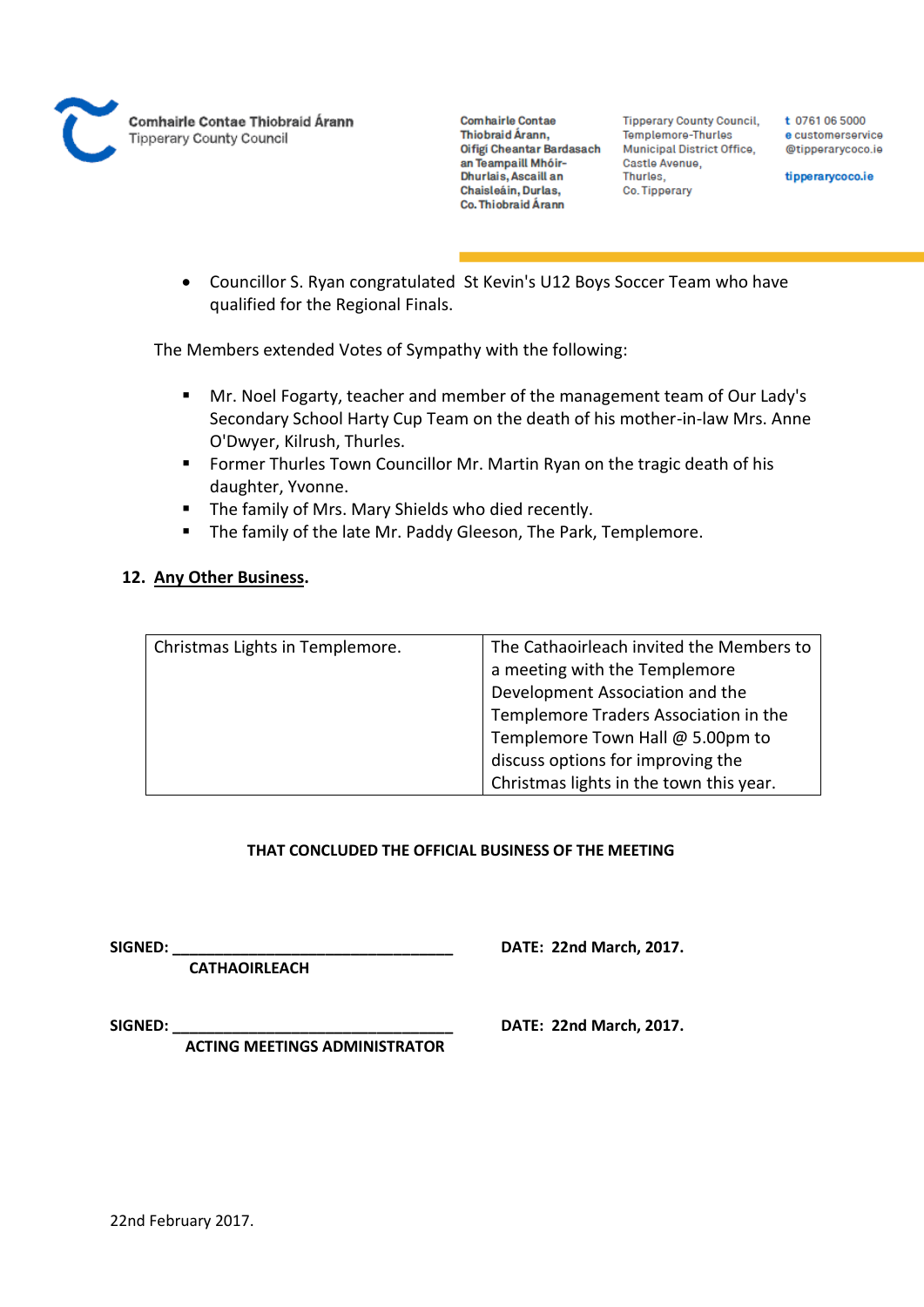- Councillor S. Ryan congratulated St Kevin's U12 Boys Soccer Team who have qualified for the Regional Finals.

The Members extended Votes of Sympathy with the following:

- Mr. Noel Fogarty, teacher and member of the management team of Our Lady's Secondary School Harty Cup Team on the death of his mother-in-law Mrs. Anne O'Dwyer, Kilrush, Thurles.
- Former Thurles Town Councillor Mr. Martin Ryan on the tragic death of his daughter, Yvonne.
- The family of Mrs. Mary Shields who died recently.
- The family of the late Mr. Paddy Gleeson, The Park, Templemore.

**12. Any Other Business.**

| | |
|---|---|
| Christmas Lights in Templemore. | The Cathaoirleach invited the Members to a meeting with the Templemore Development Association and the Templemore Traders Association in the Templemore Town Hall @ 5.00pm to discuss options for improving the Christmas lights in the town this year. |

**THAT CONCLUDED THE OFFICIAL BUSINESS OF THE MEETING**

**SIGNED: \_\_\_\_\_\_\_\_\_\_\_\_\_\_\_\_\_\_\_\_\_\_\_\_\_\_\_\_\_\_\_\_\_\_** **DATE: 22nd March, 2017.**
**CATHAOIRLEACH**

**SIGNED: \_\_\_\_\_\_\_\_\_\_\_\_\_\_\_\_\_\_\_\_\_\_\_\_\_\_\_\_\_\_\_\_\_\_** **DATE: 22nd March, 2017.**
**ACTING MEETINGS ADMINISTRATOR**

22nd February 2017.